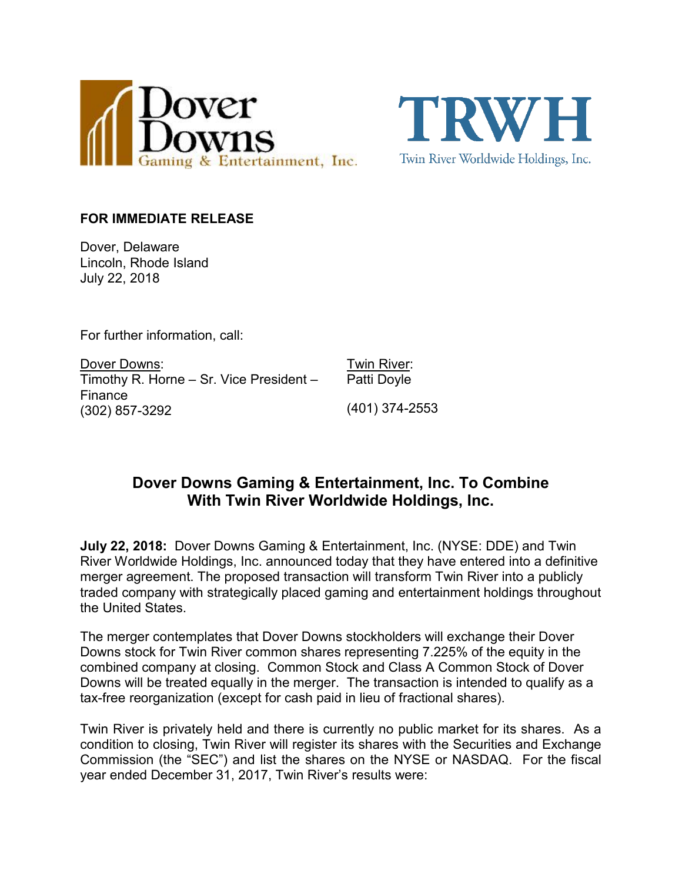Dover Downs Gaming & Entertainment, Inc.

TRWH Twin River Worldwide Holdings, Inc.

**FOR IMMEDIATE RELEASE**

Dover, Delaware
Lincoln, Rhode Island
July 22, 2018

For further information, call:

Dover Downs:
Timothy R. Horne – Sr. Vice President – Finance
(302) 857-3292

Twin River:
Patti Doyle
(401) 374-2553

## Dover Downs Gaming & Entertainment, Inc. To Combine With Twin River Worldwide Holdings, Inc.

**July 22, 2018:** Dover Downs Gaming & Entertainment, Inc. (NYSE: DDE) and Twin River Worldwide Holdings, Inc. announced today that they have entered into a definitive merger agreement. The proposed transaction will transform Twin River into a publicly traded company with strategically placed gaming and entertainment holdings throughout the United States.

The merger contemplates that Dover Downs stockholders will exchange their Dover Downs stock for Twin River common shares representing 7.225% of the equity in the combined company at closing. Common Stock and Class A Common Stock of Dover Downs will be treated equally in the merger. The transaction is intended to qualify as a tax-free reorganization (except for cash paid in lieu of fractional shares).

Twin River is privately held and there is currently no public market for its shares. As a condition to closing, Twin River will register its shares with the Securities and Exchange Commission (the "SEC") and list the shares on the NYSE or NASDAQ. For the fiscal year ended December 31, 2017, Twin River's results were: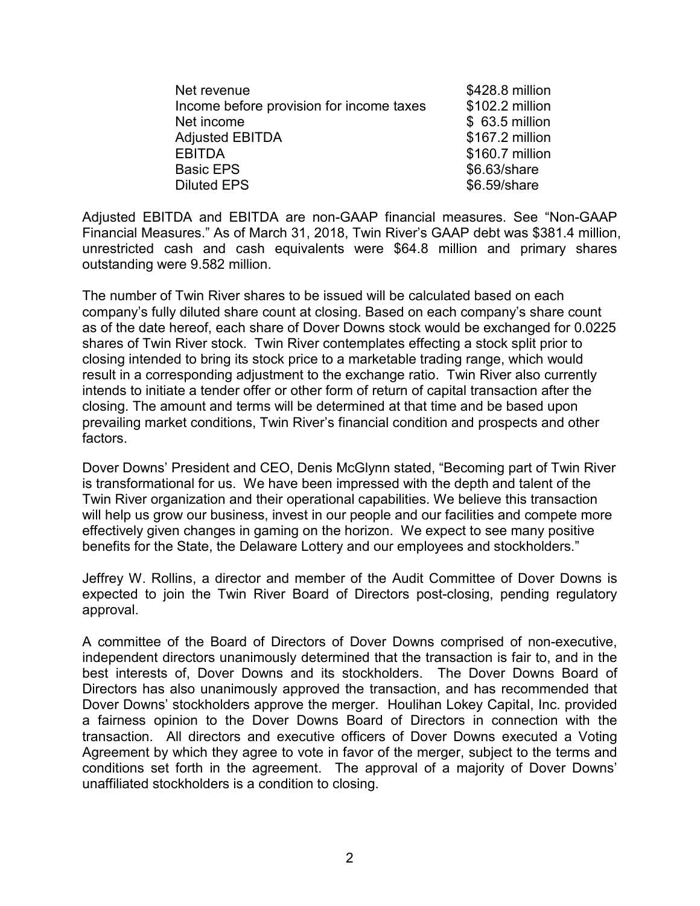| | |
|---|---|
| Net revenue | $428.8 million |
| Income before provision for income taxes | $102.2 million |
| Net income | $ 63.5 million |
| Adjusted EBITDA | $167.2 million |
| EBITDA | $160.7 million |
| Basic EPS | $6.63/share |
| Diluted EPS | $6.59/share |

Adjusted EBITDA and EBITDA are non-GAAP financial measures. See "Non-GAAP Financial Measures." As of March 31, 2018, Twin River's GAAP debt was $381.4 million, unrestricted cash and cash equivalents were $64.8 million and primary shares outstanding were 9.582 million.

The number of Twin River shares to be issued will be calculated based on each company's fully diluted share count at closing. Based on each company's share count as of the date hereof, each share of Dover Downs stock would be exchanged for 0.0225 shares of Twin River stock. Twin River contemplates effecting a stock split prior to closing intended to bring its stock price to a marketable trading range, which would result in a corresponding adjustment to the exchange ratio. Twin River also currently intends to initiate a tender offer or other form of return of capital transaction after the closing. The amount and terms will be determined at that time and be based upon prevailing market conditions, Twin River's financial condition and prospects and other factors.

Dover Downs' President and CEO, Denis McGlynn stated, "Becoming part of Twin River is transformational for us. We have been impressed with the depth and talent of the Twin River organization and their operational capabilities. We believe this transaction will help us grow our business, invest in our people and our facilities and compete more effectively given changes in gaming on the horizon. We expect to see many positive benefits for the State, the Delaware Lottery and our employees and stockholders."

Jeffrey W. Rollins, a director and member of the Audit Committee of Dover Downs is expected to join the Twin River Board of Directors post-closing, pending regulatory approval.

A committee of the Board of Directors of Dover Downs comprised of non-executive, independent directors unanimously determined that the transaction is fair to, and in the best interests of, Dover Downs and its stockholders. The Dover Downs Board of Directors has also unanimously approved the transaction, and has recommended that Dover Downs' stockholders approve the merger. Houlihan Lokey Capital, Inc. provided a fairness opinion to the Dover Downs Board of Directors in connection with the transaction. All directors and executive officers of Dover Downs executed a Voting Agreement by which they agree to vote in favor of the merger, subject to the terms and conditions set forth in the agreement. The approval of a majority of Dover Downs' unaffiliated stockholders is a condition to closing.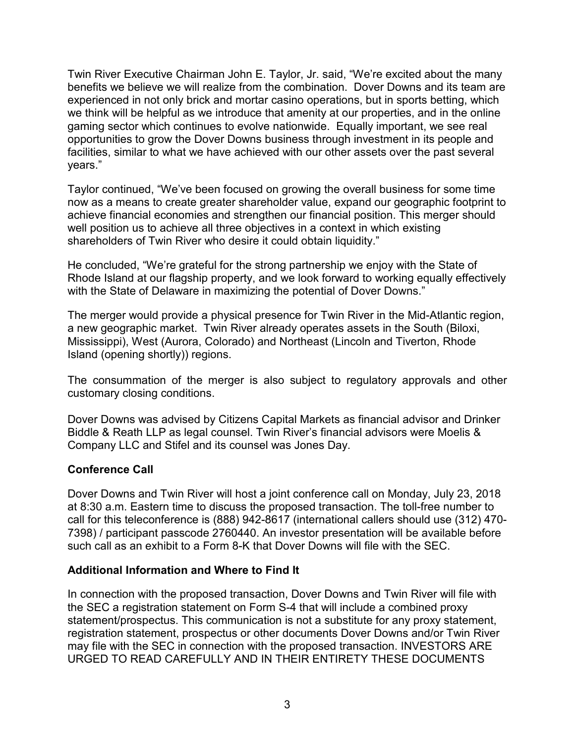Twin River Executive Chairman John E. Taylor, Jr. said, "We're excited about the many benefits we believe we will realize from the combination. Dover Downs and its team are experienced in not only brick and mortar casino operations, but in sports betting, which we think will be helpful as we introduce that amenity at our properties, and in the online gaming sector which continues to evolve nationwide. Equally important, we see real opportunities to grow the Dover Downs business through investment in its people and facilities, similar to what we have achieved with our other assets over the past several years."

Taylor continued, "We've been focused on growing the overall business for some time now as a means to create greater shareholder value, expand our geographic footprint to achieve financial economies and strengthen our financial position. This merger should well position us to achieve all three objectives in a context in which existing shareholders of Twin River who desire it could obtain liquidity."

He concluded, "We're grateful for the strong partnership we enjoy with the State of Rhode Island at our flagship property, and we look forward to working equally effectively with the State of Delaware in maximizing the potential of Dover Downs."

The merger would provide a physical presence for Twin River in the Mid-Atlantic region, a new geographic market. Twin River already operates assets in the South (Biloxi, Mississippi), West (Aurora, Colorado) and Northeast (Lincoln and Tiverton, Rhode Island (opening shortly)) regions.

The consummation of the merger is also subject to regulatory approvals and other customary closing conditions.

Dover Downs was advised by Citizens Capital Markets as financial advisor and Drinker Biddle & Reath LLP as legal counsel. Twin River's financial advisors were Moelis & Company LLC and Stifel and its counsel was Jones Day.

**Conference Call**

Dover Downs and Twin River will host a joint conference call on Monday, July 23, 2018 at 8:30 a.m. Eastern time to discuss the proposed transaction. The toll-free number to call for this teleconference is (888) 942-8617 (international callers should use (312) 470-7398) / participant passcode 2760440. An investor presentation will be available before such call as an exhibit to a Form 8-K that Dover Downs will file with the SEC.

**Additional Information and Where to Find It**

In connection with the proposed transaction, Dover Downs and Twin River will file with the SEC a registration statement on Form S-4 that will include a combined proxy statement/prospectus. This communication is not a substitute for any proxy statement, registration statement, prospectus or other documents Dover Downs and/or Twin River may file with the SEC in connection with the proposed transaction. INVESTORS ARE URGED TO READ CAREFULLY AND IN THEIR ENTIRETY THESE DOCUMENTS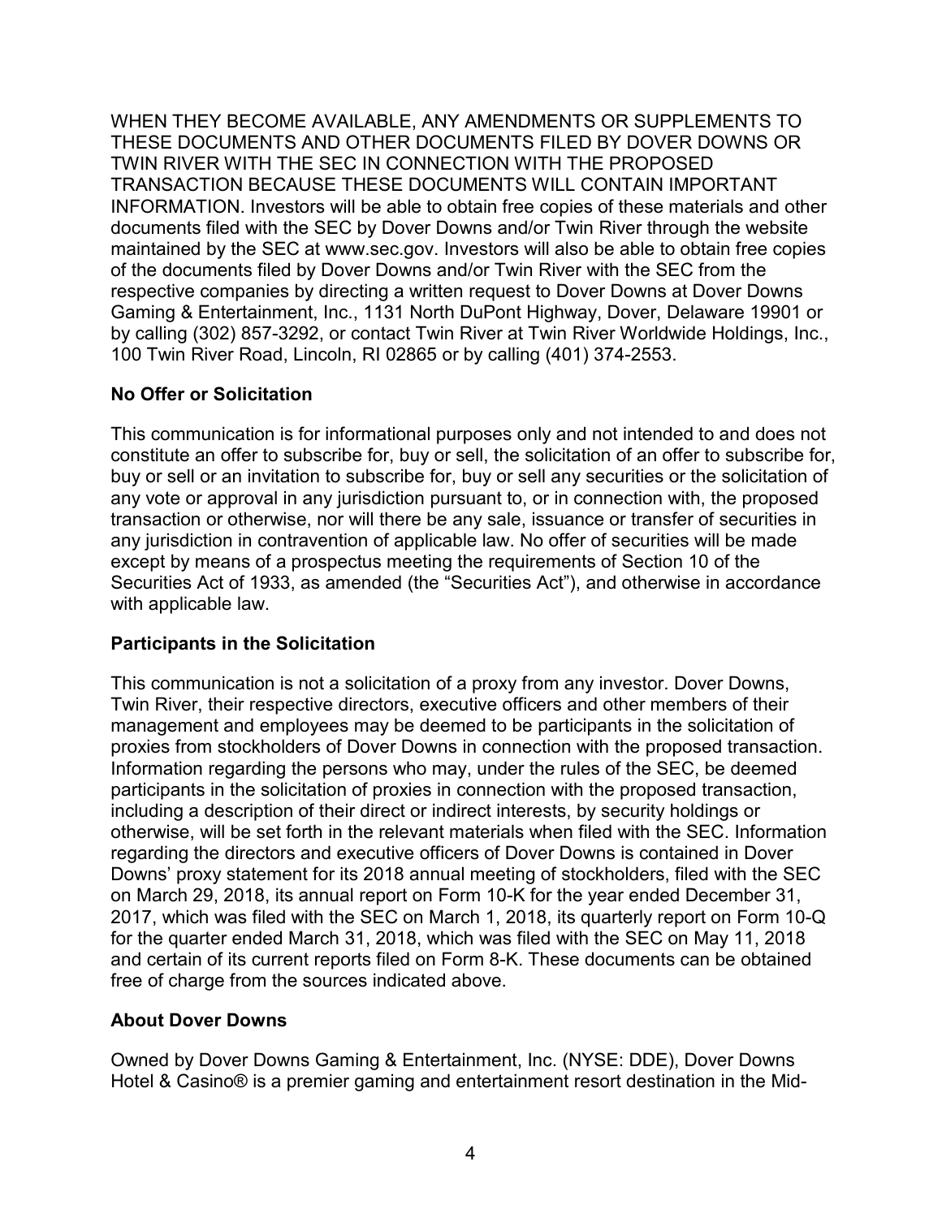WHEN THEY BECOME AVAILABLE, ANY AMENDMENTS OR SUPPLEMENTS TO THESE DOCUMENTS AND OTHER DOCUMENTS FILED BY DOVER DOWNS OR TWIN RIVER WITH THE SEC IN CONNECTION WITH THE PROPOSED TRANSACTION BECAUSE THESE DOCUMENTS WILL CONTAIN IMPORTANT INFORMATION. Investors will be able to obtain free copies of these materials and other documents filed with the SEC by Dover Downs and/or Twin River through the website maintained by the SEC at www.sec.gov. Investors will also be able to obtain free copies of the documents filed by Dover Downs and/or Twin River with the SEC from the respective companies by directing a written request to Dover Downs at Dover Downs Gaming & Entertainment, Inc., 1131 North DuPont Highway, Dover, Delaware 19901 or by calling (302) 857-3292, or contact Twin River at Twin River Worldwide Holdings, Inc., 100 Twin River Road, Lincoln, RI 02865 or by calling (401) 374-2553.

**No Offer or Solicitation**

This communication is for informational purposes only and not intended to and does not constitute an offer to subscribe for, buy or sell, the solicitation of an offer to subscribe for, buy or sell or an invitation to subscribe for, buy or sell any securities or the solicitation of any vote or approval in any jurisdiction pursuant to, or in connection with, the proposed transaction or otherwise, nor will there be any sale, issuance or transfer of securities in any jurisdiction in contravention of applicable law. No offer of securities will be made except by means of a prospectus meeting the requirements of Section 10 of the Securities Act of 1933, as amended (the "Securities Act"), and otherwise in accordance with applicable law.

**Participants in the Solicitation**

This communication is not a solicitation of a proxy from any investor. Dover Downs, Twin River, their respective directors, executive officers and other members of their management and employees may be deemed to be participants in the solicitation of proxies from stockholders of Dover Downs in connection with the proposed transaction. Information regarding the persons who may, under the rules of the SEC, be deemed participants in the solicitation of proxies in connection with the proposed transaction, including a description of their direct or indirect interests, by security holdings or otherwise, will be set forth in the relevant materials when filed with the SEC. Information regarding the directors and executive officers of Dover Downs is contained in Dover Downs' proxy statement for its 2018 annual meeting of stockholders, filed with the SEC on March 29, 2018, its annual report on Form 10-K for the year ended December 31, 2017, which was filed with the SEC on March 1, 2018, its quarterly report on Form 10-Q for the quarter ended March 31, 2018, which was filed with the SEC on May 11, 2018 and certain of its current reports filed on Form 8-K. These documents can be obtained free of charge from the sources indicated above.

**About Dover Downs**

Owned by Dover Downs Gaming & Entertainment, Inc. (NYSE: DDE), Dover Downs Hotel & Casino® is a premier gaming and entertainment resort destination in the Mid-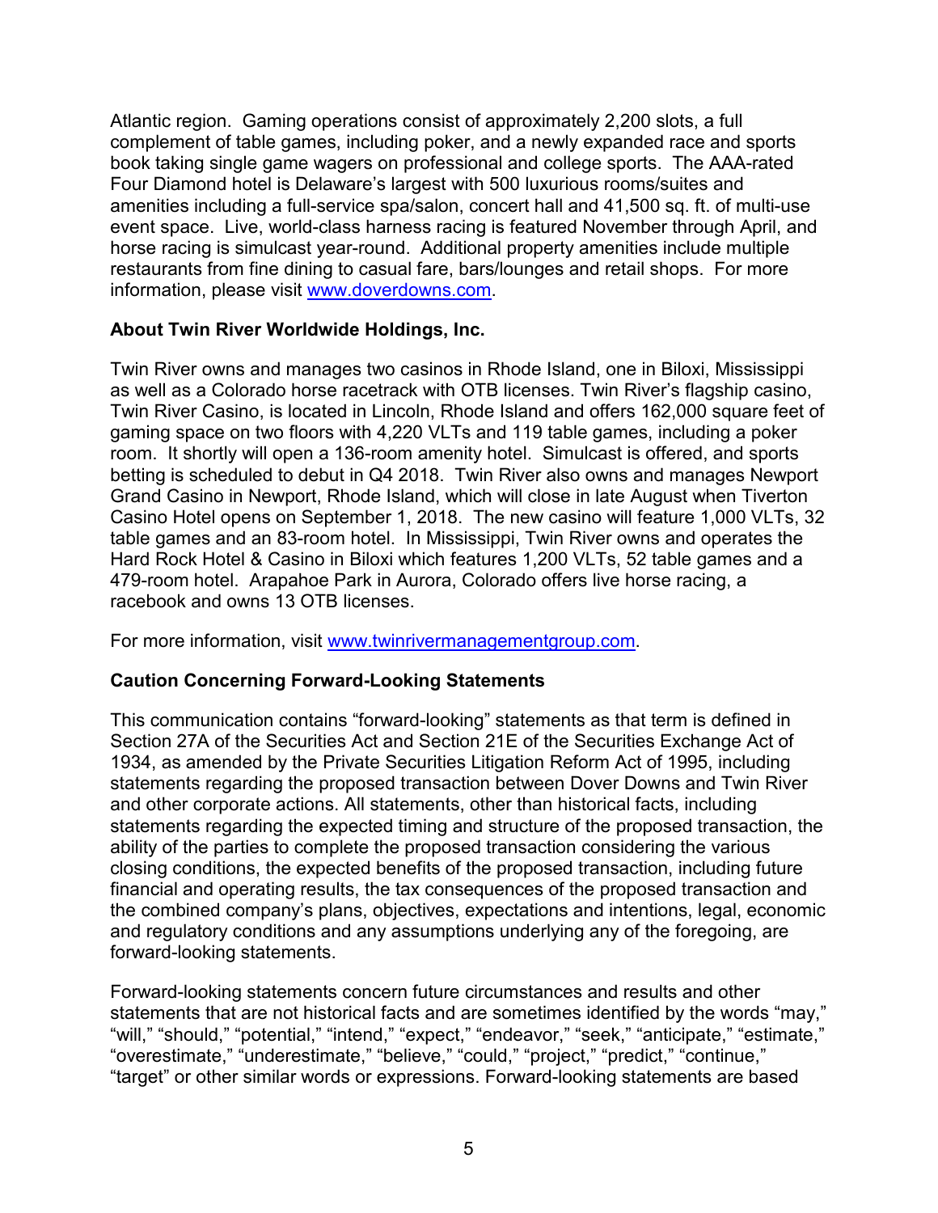Atlantic region. Gaming operations consist of approximately 2,200 slots, a full complement of table games, including poker, and a newly expanded race and sports book taking single game wagers on professional and college sports. The AAA-rated Four Diamond hotel is Delaware's largest with 500 luxurious rooms/suites and amenities including a full-service spa/salon, concert hall and 41,500 sq. ft. of multi-use event space. Live, world-class harness racing is featured November through April, and horse racing is simulcast year-round. Additional property amenities include multiple restaurants from fine dining to casual fare, bars/lounges and retail shops. For more information, please visit [www.doverdowns.com](http://www.doverdowns.com).

**About Twin River Worldwide Holdings, Inc.**

Twin River owns and manages two casinos in Rhode Island, one in Biloxi, Mississippi as well as a Colorado horse racetrack with OTB licenses. Twin River's flagship casino, Twin River Casino, is located in Lincoln, Rhode Island and offers 162,000 square feet of gaming space on two floors with 4,220 VLTs and 119 table games, including a poker room. It shortly will open a 136-room amenity hotel. Simulcast is offered, and sports betting is scheduled to debut in Q4 2018. Twin River also owns and manages Newport Grand Casino in Newport, Rhode Island, which will close in late August when Tiverton Casino Hotel opens on September 1, 2018. The new casino will feature 1,000 VLTs, 32 table games and an 83-room hotel. In Mississippi, Twin River owns and operates the Hard Rock Hotel & Casino in Biloxi which features 1,200 VLTs, 52 table games and a 479-room hotel. Arapahoe Park in Aurora, Colorado offers live horse racing, a racebook and owns 13 OTB licenses.

For more information, visit [www.twinrivermanagementgroup.com](http://www.twinrivermanagementgroup.com).

**Caution Concerning Forward-Looking Statements**

This communication contains "forward-looking" statements as that term is defined in Section 27A of the Securities Act and Section 21E of the Securities Exchange Act of 1934, as amended by the Private Securities Litigation Reform Act of 1995, including statements regarding the proposed transaction between Dover Downs and Twin River and other corporate actions. All statements, other than historical facts, including statements regarding the expected timing and structure of the proposed transaction, the ability of the parties to complete the proposed transaction considering the various closing conditions, the expected benefits of the proposed transaction, including future financial and operating results, the tax consequences of the proposed transaction and the combined company's plans, objectives, expectations and intentions, legal, economic and regulatory conditions and any assumptions underlying any of the foregoing, are forward-looking statements.

Forward-looking statements concern future circumstances and results and other statements that are not historical facts and are sometimes identified by the words "may," "will," "should," "potential," "intend," "expect," "endeavor," "seek," "anticipate," "estimate," "overestimate," "underestimate," "believe," "could," "project," "predict," "continue," "target" or other similar words or expressions. Forward-looking statements are based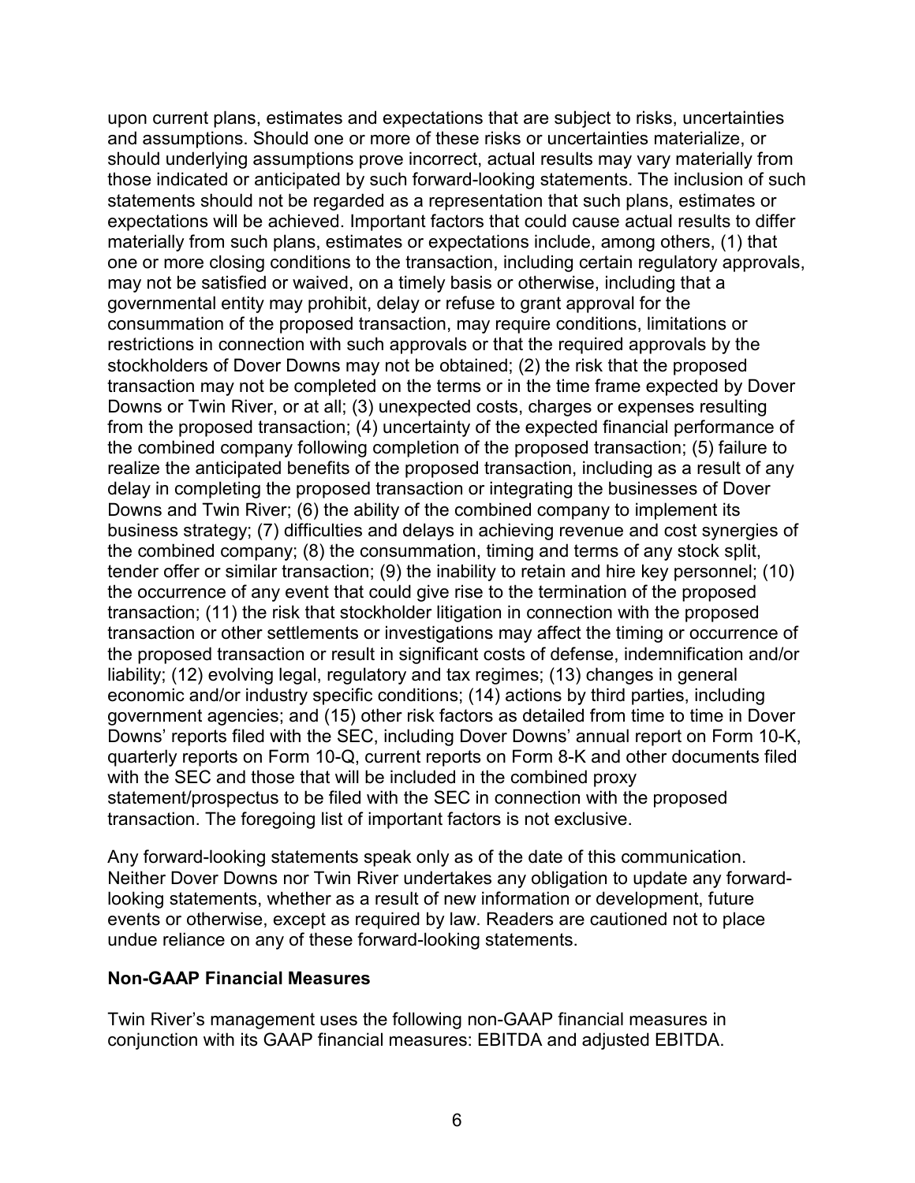upon current plans, estimates and expectations that are subject to risks, uncertainties and assumptions. Should one or more of these risks or uncertainties materialize, or should underlying assumptions prove incorrect, actual results may vary materially from those indicated or anticipated by such forward-looking statements. The inclusion of such statements should not be regarded as a representation that such plans, estimates or expectations will be achieved. Important factors that could cause actual results to differ materially from such plans, estimates or expectations include, among others, (1) that one or more closing conditions to the transaction, including certain regulatory approvals, may not be satisfied or waived, on a timely basis or otherwise, including that a governmental entity may prohibit, delay or refuse to grant approval for the consummation of the proposed transaction, may require conditions, limitations or restrictions in connection with such approvals or that the required approvals by the stockholders of Dover Downs may not be obtained; (2) the risk that the proposed transaction may not be completed on the terms or in the time frame expected by Dover Downs or Twin River, or at all; (3) unexpected costs, charges or expenses resulting from the proposed transaction; (4) uncertainty of the expected financial performance of the combined company following completion of the proposed transaction; (5) failure to realize the anticipated benefits of the proposed transaction, including as a result of any delay in completing the proposed transaction or integrating the businesses of Dover Downs and Twin River; (6) the ability of the combined company to implement its business strategy; (7) difficulties and delays in achieving revenue and cost synergies of the combined company; (8) the consummation, timing and terms of any stock split, tender offer or similar transaction; (9) the inability to retain and hire key personnel; (10) the occurrence of any event that could give rise to the termination of the proposed transaction; (11) the risk that stockholder litigation in connection with the proposed transaction or other settlements or investigations may affect the timing or occurrence of the proposed transaction or result in significant costs of defense, indemnification and/or liability; (12) evolving legal, regulatory and tax regimes; (13) changes in general economic and/or industry specific conditions; (14) actions by third parties, including government agencies; and (15) other risk factors as detailed from time to time in Dover Downs' reports filed with the SEC, including Dover Downs' annual report on Form 10-K, quarterly reports on Form 10-Q, current reports on Form 8-K and other documents filed with the SEC and those that will be included in the combined proxy statement/prospectus to be filed with the SEC in connection with the proposed transaction. The foregoing list of important factors is not exclusive.

Any forward-looking statements speak only as of the date of this communication. Neither Dover Downs nor Twin River undertakes any obligation to update any forward-looking statements, whether as a result of new information or development, future events or otherwise, except as required by law. Readers are cautioned not to place undue reliance on any of these forward-looking statements.

**Non-GAAP Financial Measures**

Twin River's management uses the following non-GAAP financial measures in conjunction with its GAAP financial measures: EBITDA and adjusted EBITDA.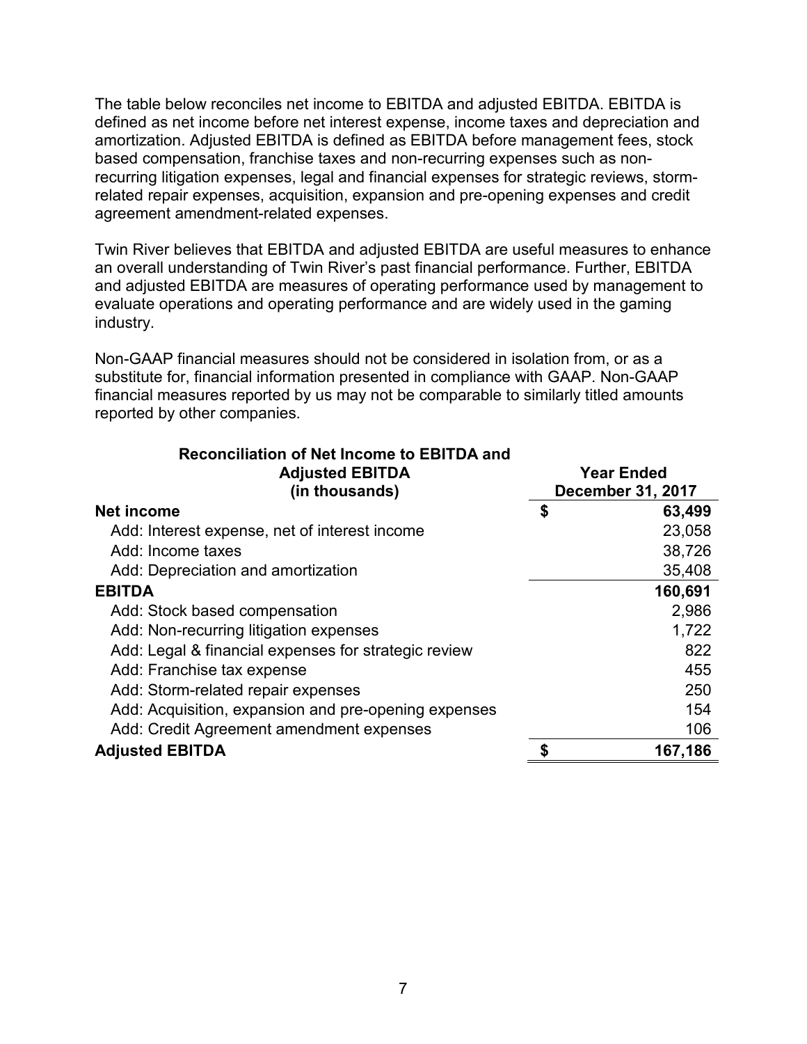The table below reconciles net income to EBITDA and adjusted EBITDA. EBITDA is defined as net income before net interest expense, income taxes and depreciation and amortization. Adjusted EBITDA is defined as EBITDA before management fees, stock based compensation, franchise taxes and non-recurring expenses such as non-recurring litigation expenses, legal and financial expenses for strategic reviews, storm-related repair expenses, acquisition, expansion and pre-opening expenses and credit agreement amendment-related expenses.

Twin River believes that EBITDA and adjusted EBITDA are useful measures to enhance an overall understanding of Twin River's past financial performance. Further, EBITDA and adjusted EBITDA are measures of operating performance used by management to evaluate operations and operating performance and are widely used in the gaming industry.

Non-GAAP financial measures should not be considered in isolation from, or as a substitute for, financial information presented in compliance with GAAP. Non-GAAP financial measures reported by us may not be comparable to similarly titled amounts reported by other companies.

| **Reconciliation of Net Income to EBITDA and Adjusted EBITDA (in thousands)** | **Year Ended December 31, 2017** |
|---|---|
| **Net income** | **$ 63,499** |
| Add: Interest expense, net of interest income | 23,058 |
| Add: Income taxes | 38,726 |
| Add: Depreciation and amortization | 35,408 |
| **EBITDA** | **160,691** |
| Add: Stock based compensation | 2,986 |
| Add: Non-recurring litigation expenses | 1,722 |
| Add: Legal & financial expenses for strategic review | 822 |
| Add: Franchise tax expense | 455 |
| Add: Storm-related repair expenses | 250 |
| Add: Acquisition, expansion and pre-opening expenses | 154 |
| Add: Credit Agreement amendment expenses | 106 |
| **Adjusted EBITDA** | **$ 167,186** |